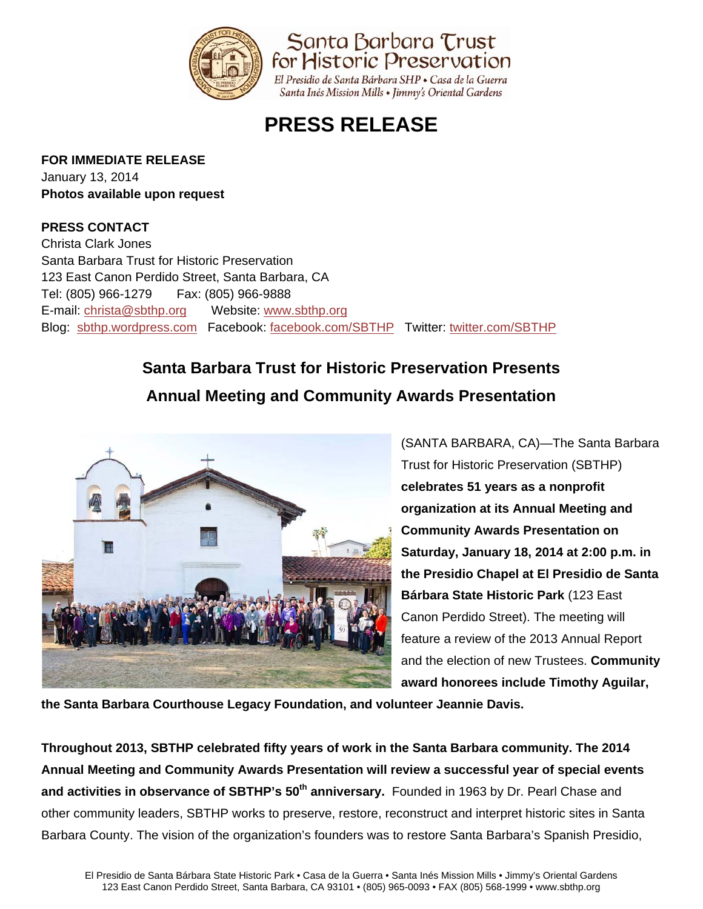Santa Barbara Trust for Historic Preservation

*El Presidio de Santa Bárbara SHP • Casa de la Guerra*
*Santa Inés Mission Mills • Jimmy's Oriental Gardens*

# PRESS RELEASE

**FOR IMMEDIATE RELEASE**
January 13, 2014
**Photos available upon request**

**PRESS CONTACT**
Christa Clark Jones
Santa Barbara Trust for Historic Preservation
123 East Canon Perdido Street, Santa Barbara, CA
Tel: (805) 966-1279 Fax: (805) 966-9888
E-mail: christa@sbthp.org Website: www.sbthp.org
Blog: sbthp.wordpress.com Facebook: facebook.com/SBTHP Twitter: twitter.com/SBTHP

## Santa Barbara Trust for Historic Preservation Presents Annual Meeting and Community Awards Presentation

(SANTA BARBARA, CA)—The Santa Barbara Trust for Historic Preservation (SBTHP) **celebrates 51 years as a nonprofit organization at its Annual Meeting and Community Awards Presentation on Saturday, January 18, 2014 at 2:00 p.m. in the Presidio Chapel at El Presidio de Santa Bárbara State Historic Park** (123 East Canon Perdido Street). The meeting will feature a review of the 2013 Annual Report and the election of new Trustees. **Community award honorees include Timothy Aguilar, the Santa Barbara Courthouse Legacy Foundation, and volunteer Jeannie Davis.**

**Throughout 2013, SBTHP celebrated fifty years of work in the Santa Barbara community. The 2014 Annual Meeting and Community Awards Presentation will review a successful year of special events and activities in observance of SBTHP's 50th anniversary.** Founded in 1963 by Dr. Pearl Chase and other community leaders, SBTHP works to preserve, restore, reconstruct and interpret historic sites in Santa Barbara County. The vision of the organization's founders was to restore Santa Barbara's Spanish Presidio,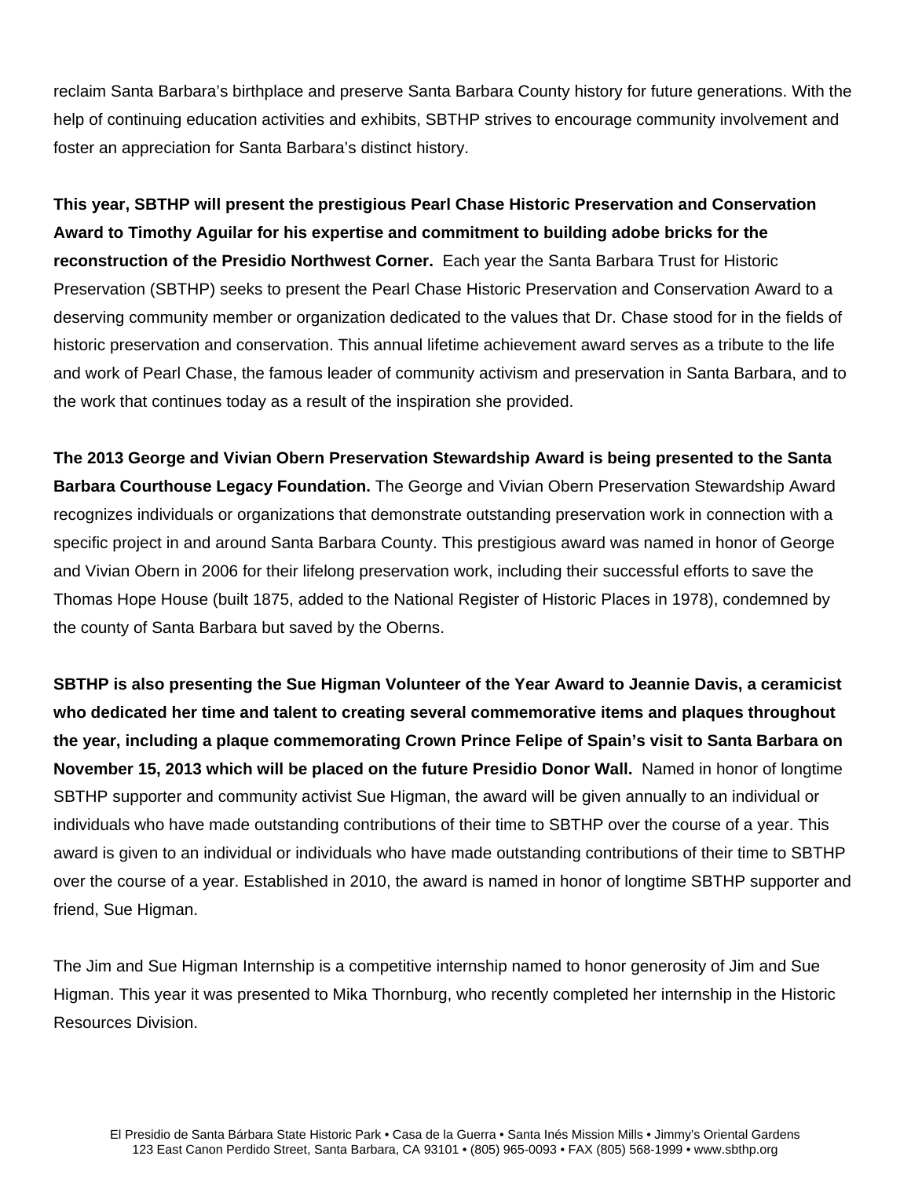reclaim Santa Barbara's birthplace and preserve Santa Barbara County history for future generations. With the help of continuing education activities and exhibits, SBTHP strives to encourage community involvement and foster an appreciation for Santa Barbara's distinct history.

**This year, SBTHP will present the prestigious Pearl Chase Historic Preservation and Conservation Award to Timothy Aguilar for his expertise and commitment to building adobe bricks for the reconstruction of the Presidio Northwest Corner.** Each year the Santa Barbara Trust for Historic Preservation (SBTHP) seeks to present the Pearl Chase Historic Preservation and Conservation Award to a deserving community member or organization dedicated to the values that Dr. Chase stood for in the fields of historic preservation and conservation. This annual lifetime achievement award serves as a tribute to the life and work of Pearl Chase, the famous leader of community activism and preservation in Santa Barbara, and to the work that continues today as a result of the inspiration she provided.

**The 2013 George and Vivian Obern Preservation Stewardship Award is being presented to the Santa Barbara Courthouse Legacy Foundation.** The George and Vivian Obern Preservation Stewardship Award recognizes individuals or organizations that demonstrate outstanding preservation work in connection with a specific project in and around Santa Barbara County. This prestigious award was named in honor of George and Vivian Obern in 2006 for their lifelong preservation work, including their successful efforts to save the Thomas Hope House (built 1875, added to the National Register of Historic Places in 1978), condemned by the county of Santa Barbara but saved by the Oberns.

**SBTHP is also presenting the Sue Higman Volunteer of the Year Award to Jeannie Davis, a ceramicist who dedicated her time and talent to creating several commemorative items and plaques throughout the year, including a plaque commemorating Crown Prince Felipe of Spain's visit to Santa Barbara on November 15, 2013 which will be placed on the future Presidio Donor Wall.** Named in honor of longtime SBTHP supporter and community activist Sue Higman, the award will be given annually to an individual or individuals who have made outstanding contributions of their time to SBTHP over the course of a year. This award is given to an individual or individuals who have made outstanding contributions of their time to SBTHP over the course of a year. Established in 2010, the award is named in honor of longtime SBTHP supporter and friend, Sue Higman.

The Jim and Sue Higman Internship is a competitive internship named to honor generosity of Jim and Sue Higman. This year it was presented to Mika Thornburg, who recently completed her internship in the Historic Resources Division.

El Presidio de Santa Bárbara State Historic Park • Casa de la Guerra • Santa Inés Mission Mills • Jimmy's Oriental Gardens
123 East Canon Perdido Street, Santa Barbara, CA 93101 • (805) 965-0093 • FAX (805) 568-1999 • www.sbthp.org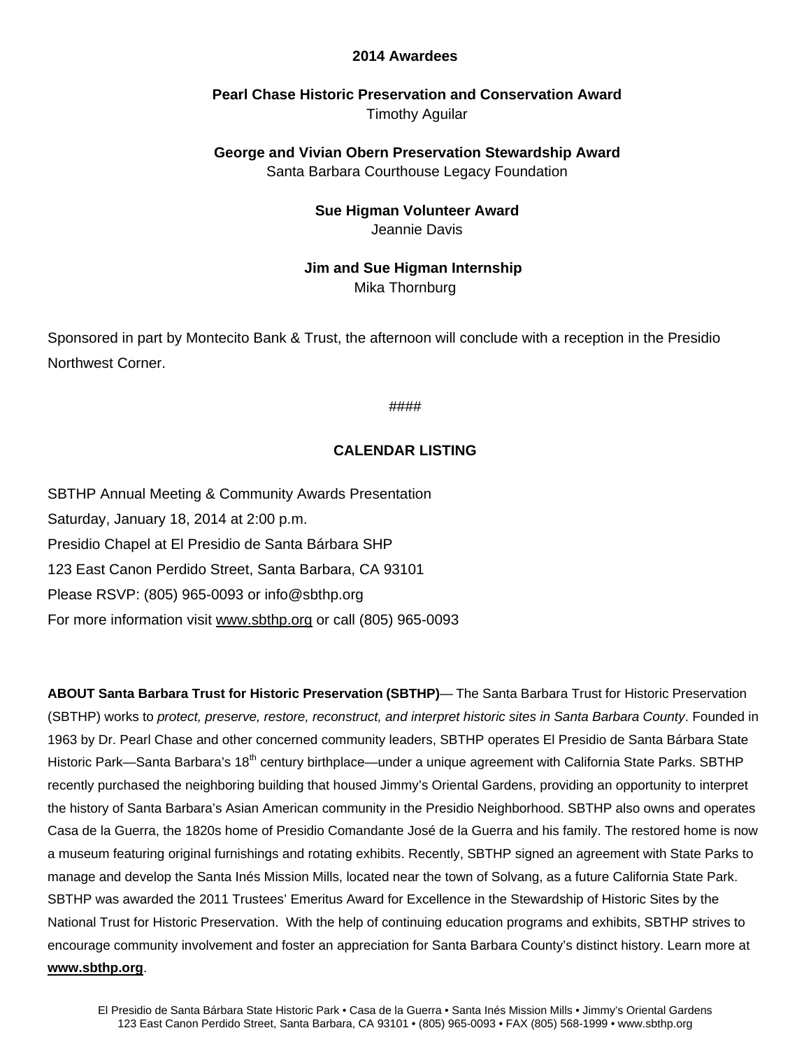**2014 Awardees**

**Pearl Chase Historic Preservation and Conservation Award**
Timothy Aguilar

**George and Vivian Obern Preservation Stewardship Award**
Santa Barbara Courthouse Legacy Foundation

**Sue Higman Volunteer Award**
Jeannie Davis

**Jim and Sue Higman Internship**
Mika Thornburg

Sponsored in part by Montecito Bank & Trust, the afternoon will conclude with a reception in the Presidio Northwest Corner.

####

**CALENDAR LISTING**

SBTHP Annual Meeting & Community Awards Presentation
Saturday, January 18, 2014 at 2:00 p.m.
Presidio Chapel at El Presidio de Santa Bárbara SHP
123 East Canon Perdido Street, Santa Barbara, CA 93101
Please RSVP: (805) 965-0093 or info@sbthp.org
For more information visit www.sbthp.org or call (805) 965-0093

**ABOUT Santa Barbara Trust for Historic Preservation (SBTHP)**— The Santa Barbara Trust for Historic Preservation (SBTHP) works to *protect, preserve, restore, reconstruct, and interpret historic sites in Santa Barbara County*. Founded in 1963 by Dr. Pearl Chase and other concerned community leaders, SBTHP operates El Presidio de Santa Bárbara State Historic Park—Santa Barbara's 18th century birthplace—under a unique agreement with California State Parks. SBTHP recently purchased the neighboring building that housed Jimmy's Oriental Gardens, providing an opportunity to interpret the history of Santa Barbara's Asian American community in the Presidio Neighborhood. SBTHP also owns and operates Casa de la Guerra, the 1820s home of Presidio Comandante José de la Guerra and his family. The restored home is now a museum featuring original furnishings and rotating exhibits. Recently, SBTHP signed an agreement with State Parks to manage and develop the Santa Inés Mission Mills, located near the town of Solvang, as a future California State Park. SBTHP was awarded the 2011 Trustees' Emeritus Award for Excellence in the Stewardship of Historic Sites by the National Trust for Historic Preservation. With the help of continuing education programs and exhibits, SBTHP strives to encourage community involvement and foster an appreciation for Santa Barbara County's distinct history. Learn more at **www.sbthp.org**.

El Presidio de Santa Bárbara State Historic Park • Casa de la Guerra • Santa Inés Mission Mills • Jimmy's Oriental Gardens
123 East Canon Perdido Street, Santa Barbara, CA 93101 • (805) 965-0093 • FAX (805) 568-1999 • www.sbthp.org